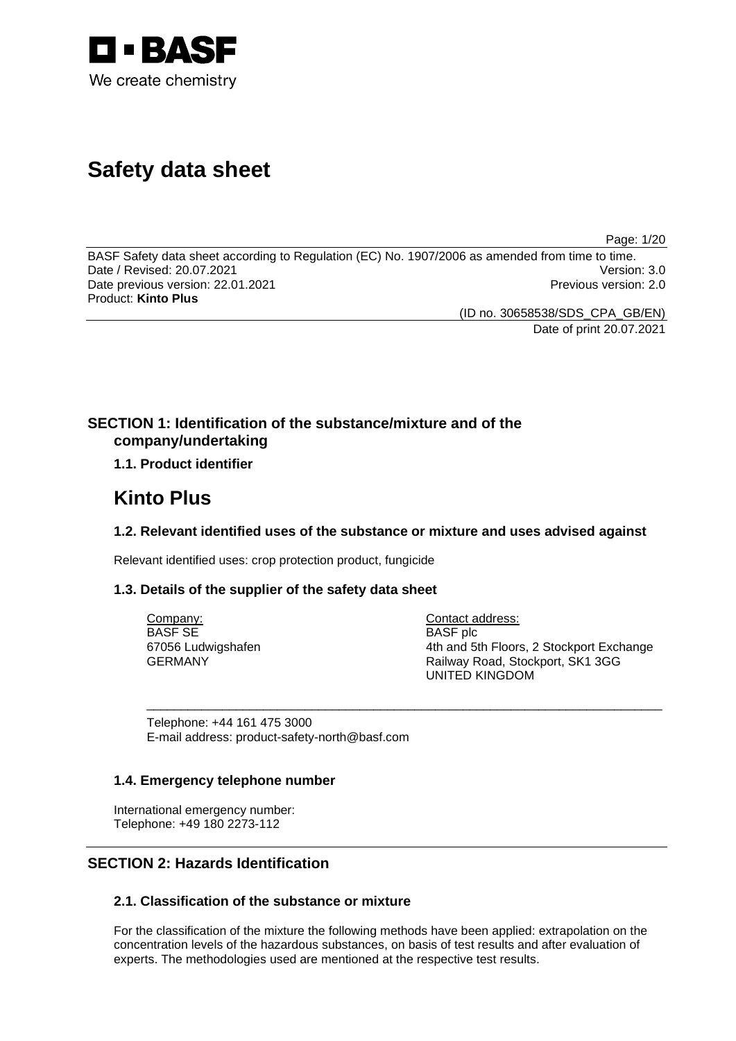BASF
We create chemistry

# Safety data sheet

BASF Safety data sheet according to Regulation (EC) No. 1907/2006 as amended from time to time.
Date / Revised: 20.07.2021 Version: 3.0
Date previous version: 22.01.2021 Previous version: 2.0
Product: **Kinto Plus**

(ID no. 30658538/SDS_CPA_GB/EN)
Date of print 20.07.2021

## SECTION 1: Identification of the substance/mixture and of the company/undertaking

### 1.1. Product identifier

# Kinto Plus

### 1.2. Relevant identified uses of the substance or mixture and uses advised against

Relevant identified uses: crop protection product, fungicide

### 1.3. Details of the supplier of the safety data sheet

Company:
BASF SE
67056 Ludwigshafen
GERMANY

Contact address:
BASF plc
4th and 5th Floors, 2 Stockport Exchange
Railway Road, Stockport, SK1 3GG
UNITED KINGDOM

Telephone: +44 161 475 3000
E-mail address: product-safety-north@basf.com

### 1.4. Emergency telephone number

International emergency number:
Telephone: +49 180 2273-112

## SECTION 2: Hazards Identification

### 2.1. Classification of the substance or mixture

For the classification of the mixture the following methods have been applied: extrapolation on the concentration levels of the hazardous substances, on basis of test results and after evaluation of experts. The methodologies used are mentioned at the respective test results.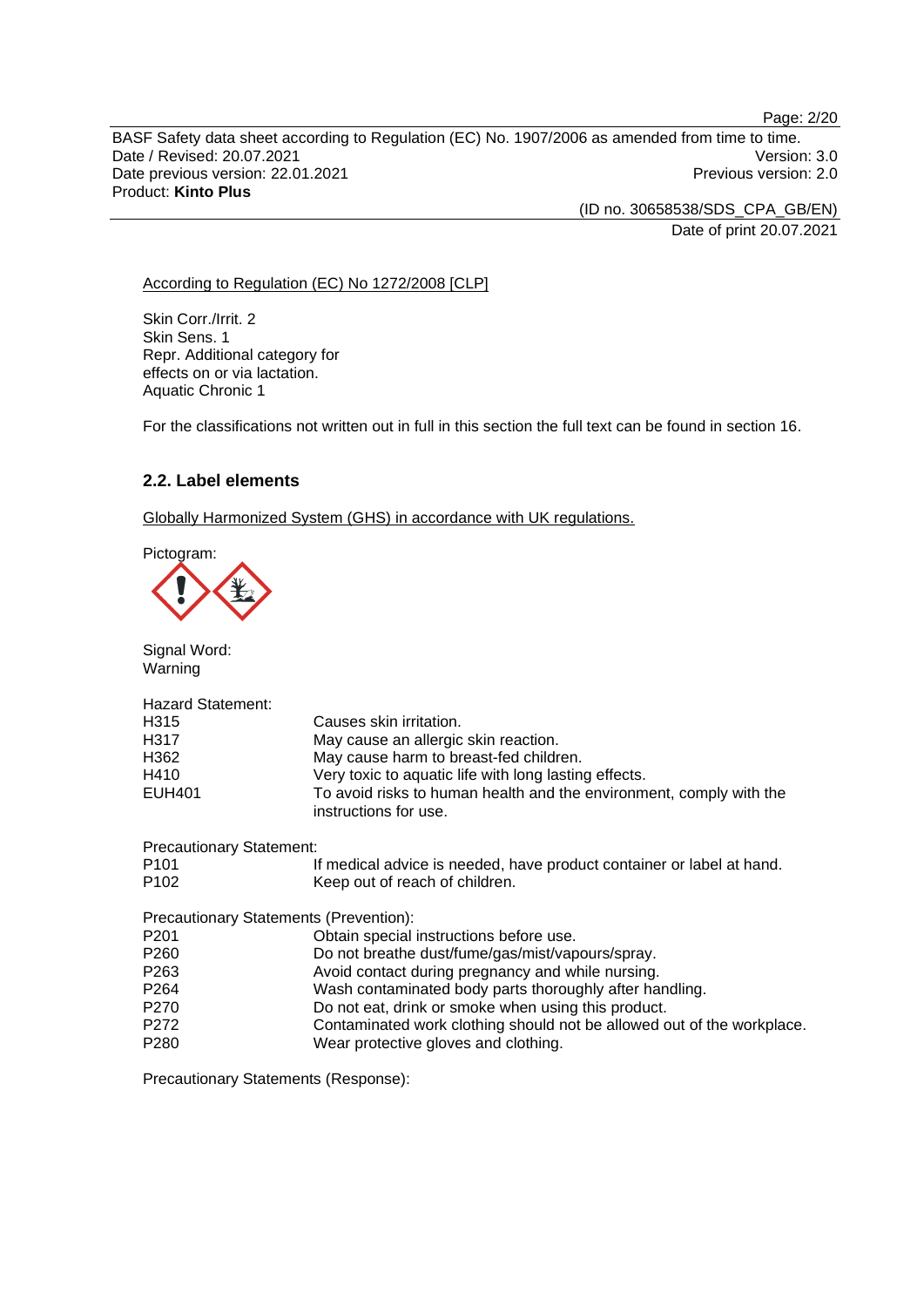According to Regulation (EC) No 1272/2008 [CLP]

Skin Corr./Irrit. 2
Skin Sens. 1
Repr. Additional category for effects on or via lactation.
Aquatic Chronic 1

For the classifications not written out in full in this section the full text can be found in section 16.

### 2.2. Label elements

Globally Harmonized System (GHS) in accordance with UK regulations.

Pictogram:

Signal Word:
Warning

Hazard Statement:

| | |
|---|---|
| H315 | Causes skin irritation. |
| H317 | May cause an allergic skin reaction. |
| H362 | May cause harm to breast-fed children. |
| H410 | Very toxic to aquatic life with long lasting effects. |
| EUH401 | To avoid risks to human health and the environment, comply with the instructions for use. |

Precautionary Statement:

| | |
|---|---|
| P101 | If medical advice is needed, have product container or label at hand. |
| P102 | Keep out of reach of children. |

Precautionary Statements (Prevention):

| | |
|---|---|
| P201 | Obtain special instructions before use. |
| P260 | Do not breathe dust/fume/gas/mist/vapours/spray. |
| P263 | Avoid contact during pregnancy and while nursing. |
| P264 | Wash contaminated body parts thoroughly after handling. |
| P270 | Do not eat, drink or smoke when using this product. |
| P272 | Contaminated work clothing should not be allowed out of the workplace. |
| P280 | Wear protective gloves and clothing. |

Precautionary Statements (Response):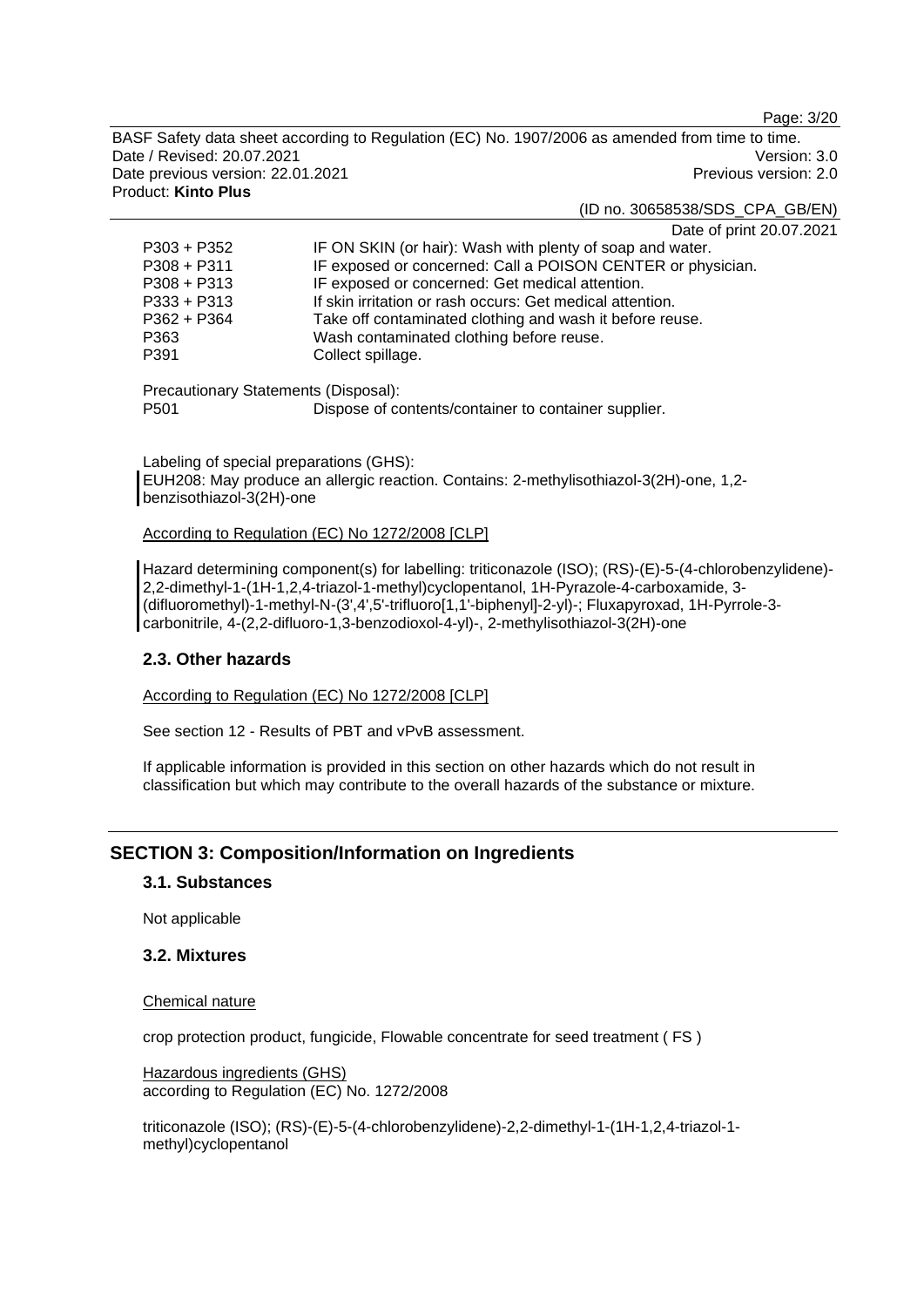| | |
|---|---|
| P303 + P352 | IF ON SKIN (or hair): Wash with plenty of soap and water. |
| P308 + P311 | IF exposed or concerned: Call a POISON CENTER or physician. |
| P308 + P313 | IF exposed or concerned: Get medical attention. |
| P333 + P313 | If skin irritation or rash occurs: Get medical attention. |
| P362 + P364 | Take off contaminated clothing and wash it before reuse. |
| P363 | Wash contaminated clothing before reuse. |
| P391 | Collect spillage. |

Precautionary Statements (Disposal):

| | |
|---|---|
| P501 | Dispose of contents/container to container supplier. |

Labeling of special preparations (GHS):
EUH208: May produce an allergic reaction. Contains: 2-methylisothiazol-3(2H)-one, 1,2-benzisothiazol-3(2H)-one

According to Regulation (EC) No 1272/2008 [CLP]

Hazard determining component(s) for labelling: triticonazole (ISO); (RS)-(E)-5-(4-chlorobenzylidene)-2,2-dimethyl-1-(1H-1,2,4-triazol-1-methyl)cyclopentanol, 1H-Pyrazole-4-carboxamide, 3-(difluoromethyl)-1-methyl-N-(3',4',5'-trifluoro[1,1'-biphenyl]-2-yl)-; Fluxapyroxad, 1H-Pyrrole-3-carbonitrile, 4-(2,2-difluoro-1,3-benzodioxol-4-yl)-, 2-methylisothiazol-3(2H)-one

## 2.3. Other hazards

According to Regulation (EC) No 1272/2008 [CLP]

See section 12 - Results of PBT and vPvB assessment.

If applicable information is provided in this section on other hazards which do not result in classification but which may contribute to the overall hazards of the substance or mixture.

# SECTION 3: Composition/Information on Ingredients

## 3.1. Substances

Not applicable

## 3.2. Mixtures

Chemical nature

crop protection product, fungicide, Flowable concentrate for seed treatment ( FS )

Hazardous ingredients (GHS)
according to Regulation (EC) No. 1272/2008

triticonazole (ISO); (RS)-(E)-5-(4-chlorobenzylidene)-2,2-dimethyl-1-(1H-1,2,4-triazol-1-methyl)cyclopentanol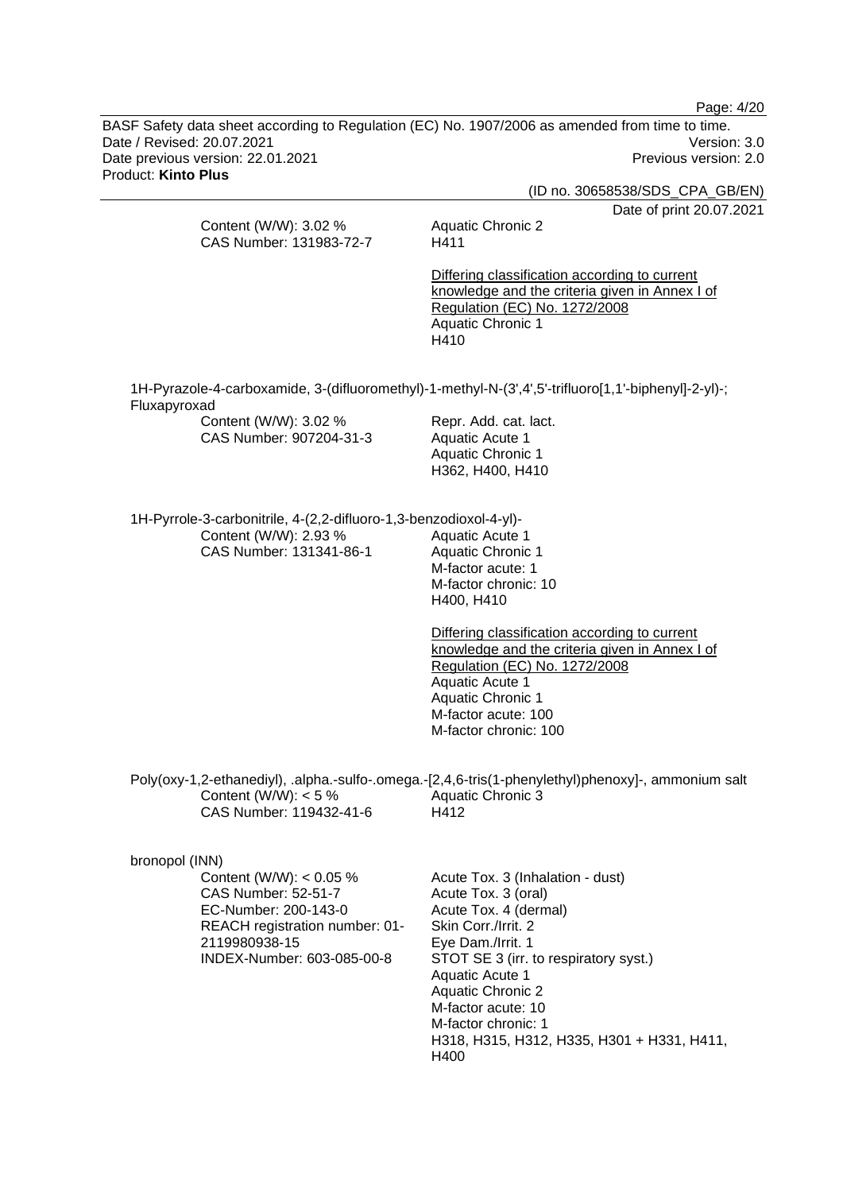Content (W/W): 3.02 %
CAS Number: 131983-72-7

Aquatic Chronic 2
H411

<u>Differing classification according to current knowledge and the criteria given in Annex I of Regulation (EC) No. 1272/2008</u>
Aquatic Chronic 1
H410

1H-Pyrazole-4-carboxamide, 3-(difluoromethyl)-1-methyl-N-(3',4',5'-trifluoro[1,1'-biphenyl]-2-yl)-; Fluxapyroxad

Content (W/W): 3.02 %
CAS Number: 907204-31-3

Repr. Add. cat. lact.
Aquatic Acute 1
Aquatic Chronic 1
H362, H400, H410

1H-Pyrrole-3-carbonitrile, 4-(2,2-difluoro-1,3-benzodioxol-4-yl)-

Content (W/W): 2.93 %
CAS Number: 131341-86-1

Aquatic Acute 1
Aquatic Chronic 1
M-factor acute: 1
M-factor chronic: 10
H400, H410

<u>Differing classification according to current knowledge and the criteria given in Annex I of Regulation (EC) No. 1272/2008</u>
Aquatic Acute 1
Aquatic Chronic 1
M-factor acute: 100
M-factor chronic: 100

Poly(oxy-1,2-ethanediyl), .alpha.-sulfo-.omega.-[2,4,6-tris(1-phenylethyl)phenoxy]-, ammonium salt

Content (W/W): < 5 %
CAS Number: 119432-41-6

Aquatic Chronic 3
H412

bronopol (INN)

Content (W/W): < 0.05 %
CAS Number: 52-51-7
EC-Number: 200-143-0
REACH registration number: 01-2119980938-15
INDEX-Number: 603-085-00-8

Acute Tox. 3 (Inhalation - dust)
Acute Tox. 3 (oral)
Acute Tox. 4 (dermal)
Skin Corr./Irrit. 2
Eye Dam./Irrit. 1
STOT SE 3 (irr. to respiratory syst.)
Aquatic Acute 1
Aquatic Chronic 2
M-factor acute: 10
M-factor chronic: 1
H318, H315, H312, H335, H301 + H331, H411, H400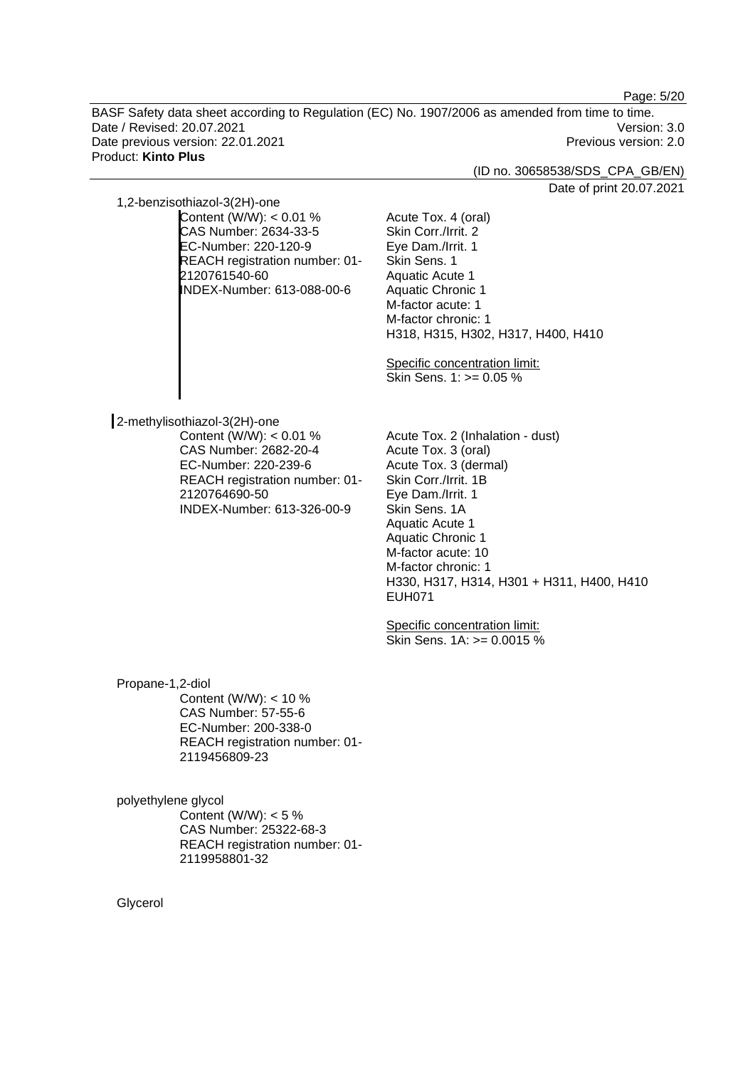1,2-benzisothiazol-3(2H)-one

Content (W/W): < 0.01 %
CAS Number: 2634-33-5
EC-Number: 220-120-9
REACH registration number: 01-2120761540-60
INDEX-Number: 613-088-00-6

Acute Tox. 4 (oral)
Skin Corr./Irrit. 2
Eye Dam./Irrit. 1
Skin Sens. 1
Aquatic Acute 1
Aquatic Chronic 1
M-factor acute: 1
M-factor chronic: 1
H318, H315, H302, H317, H400, H410

Specific concentration limit:
Skin Sens. 1: >= 0.05 %

2-methylisothiazol-3(2H)-one

Content (W/W): < 0.01 %
CAS Number: 2682-20-4
EC-Number: 220-239-6
REACH registration number: 01-2120764690-50
INDEX-Number: 613-326-00-9

Acute Tox. 2 (Inhalation - dust)
Acute Tox. 3 (oral)
Acute Tox. 3 (dermal)
Skin Corr./Irrit. 1B
Eye Dam./Irrit. 1
Skin Sens. 1A
Aquatic Acute 1
Aquatic Chronic 1
M-factor acute: 10
M-factor chronic: 1
H330, H317, H314, H301 + H311, H400, H410
EUH071

Specific concentration limit:
Skin Sens. 1A: >= 0.0015 %

Propane-1,2-diol

Content (W/W): < 10 %
CAS Number: 57-55-6
EC-Number: 200-338-0
REACH registration number: 01-2119456809-23

polyethylene glycol

Content (W/W): < 5 %
CAS Number: 25322-68-3
REACH registration number: 01-2119958801-32

Glycerol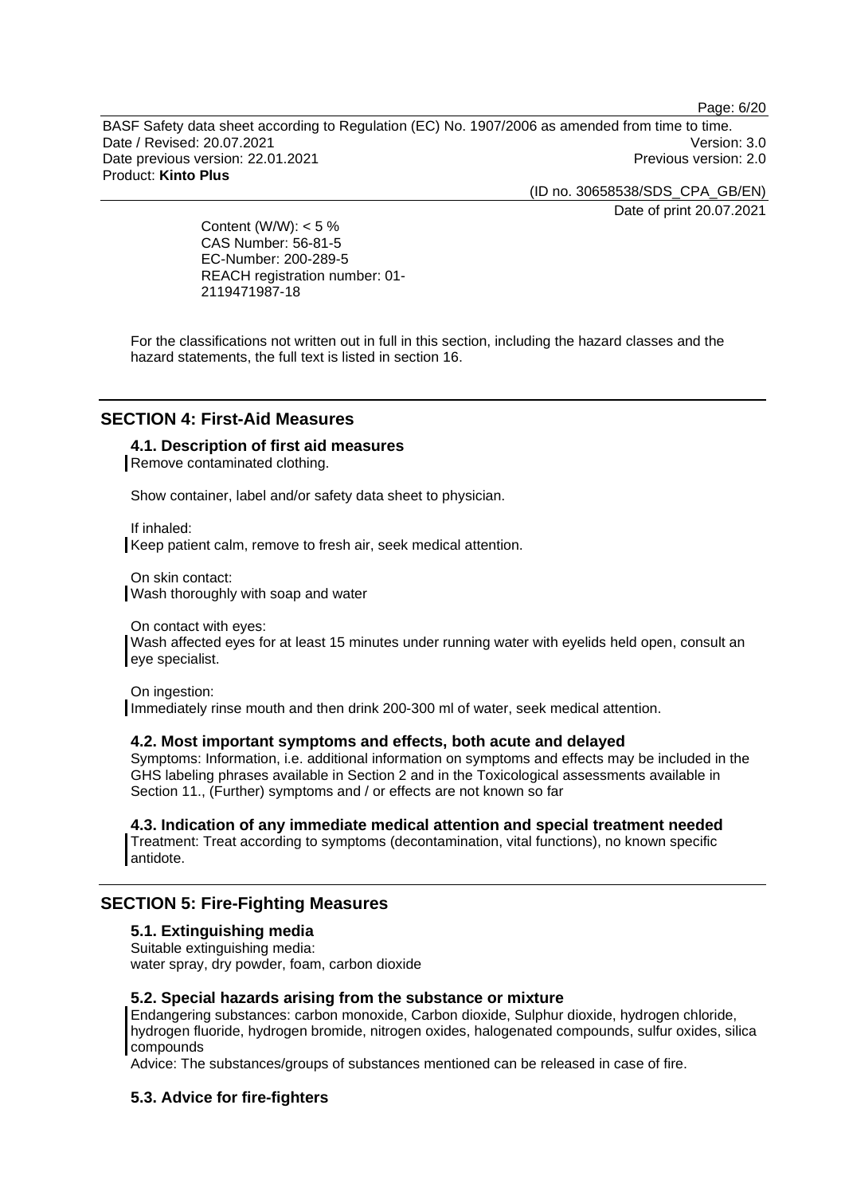Content (W/W): < 5 %
CAS Number: 56-81-5
EC-Number: 200-289-5
REACH registration number: 01-2119471987-18

For the classifications not written out in full in this section, including the hazard classes and the hazard statements, the full text is listed in section 16.

## SECTION 4: First-Aid Measures

### 4.1. Description of first aid measures

Remove contaminated clothing.

Show container, label and/or safety data sheet to physician.

If inhaled:
Keep patient calm, remove to fresh air, seek medical attention.

On skin contact:
Wash thoroughly with soap and water

On contact with eyes:
Wash affected eyes for at least 15 minutes under running water with eyelids held open, consult an eye specialist.

On ingestion:
Immediately rinse mouth and then drink 200-300 ml of water, seek medical attention.

### 4.2. Most important symptoms and effects, both acute and delayed

Symptoms: Information, i.e. additional information on symptoms and effects may be included in the GHS labeling phrases available in Section 2 and in the Toxicological assessments available in Section 11., (Further) symptoms and / or effects are not known so far

### 4.3. Indication of any immediate medical attention and special treatment needed

Treatment: Treat according to symptoms (decontamination, vital functions), no known specific antidote.

## SECTION 5: Fire-Fighting Measures

### 5.1. Extinguishing media

Suitable extinguishing media:
water spray, dry powder, foam, carbon dioxide

### 5.2. Special hazards arising from the substance or mixture

Endangering substances: carbon monoxide, Carbon dioxide, Sulphur dioxide, hydrogen chloride, hydrogen fluoride, hydrogen bromide, nitrogen oxides, halogenated compounds, sulfur oxides, silica compounds

Advice: The substances/groups of substances mentioned can be released in case of fire.

### 5.3. Advice for fire-fighters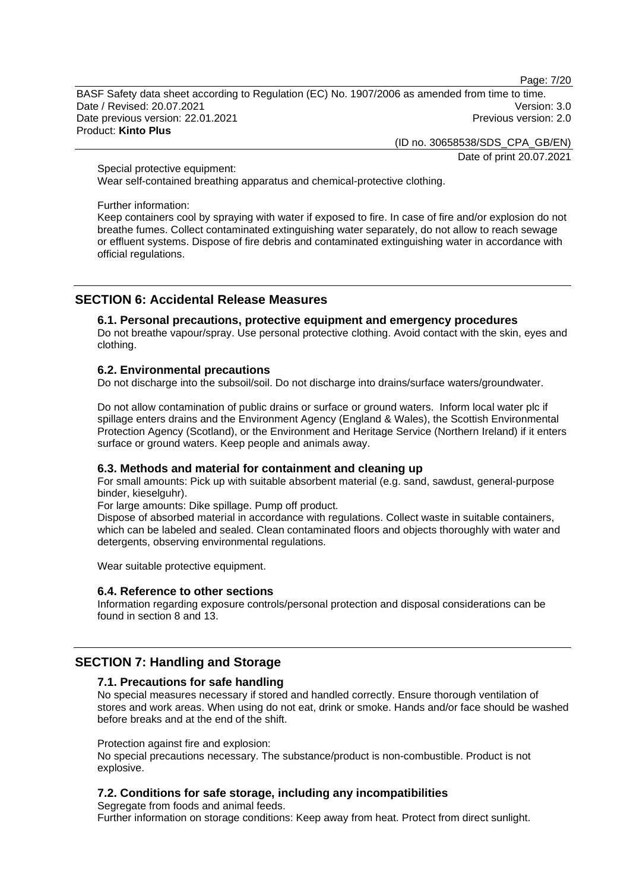Special protective equipment:
Wear self-contained breathing apparatus and chemical-protective clothing.

Further information:
Keep containers cool by spraying with water if exposed to fire. In case of fire and/or explosion do not breathe fumes. Collect contaminated extinguishing water separately, do not allow to reach sewage or effluent systems. Dispose of fire debris and contaminated extinguishing water in accordance with official regulations.

## SECTION 6: Accidental Release Measures

### 6.1. Personal precautions, protective equipment and emergency procedures

Do not breathe vapour/spray. Use personal protective clothing. Avoid contact with the skin, eyes and clothing.

### 6.2. Environmental precautions

Do not discharge into the subsoil/soil. Do not discharge into drains/surface waters/groundwater.

Do not allow contamination of public drains or surface or ground waters. Inform local water plc if spillage enters drains and the Environment Agency (England & Wales), the Scottish Environmental Protection Agency (Scotland), or the Environment and Heritage Service (Northern Ireland) if it enters surface or ground waters. Keep people and animals away.

### 6.3. Methods and material for containment and cleaning up

For small amounts: Pick up with suitable absorbent material (e.g. sand, sawdust, general-purpose binder, kieselguhr).
For large amounts: Dike spillage. Pump off product.
Dispose of absorbed material in accordance with regulations. Collect waste in suitable containers, which can be labeled and sealed. Clean contaminated floors and objects thoroughly with water and detergents, observing environmental regulations.

Wear suitable protective equipment.

### 6.4. Reference to other sections

Information regarding exposure controls/personal protection and disposal considerations can be found in section 8 and 13.

## SECTION 7: Handling and Storage

### 7.1. Precautions for safe handling

No special measures necessary if stored and handled correctly. Ensure thorough ventilation of stores and work areas. When using do not eat, drink or smoke. Hands and/or face should be washed before breaks and at the end of the shift.

Protection against fire and explosion:
No special precautions necessary. The substance/product is non-combustible. Product is not explosive.

### 7.2. Conditions for safe storage, including any incompatibilities

Segregate from foods and animal feeds.
Further information on storage conditions: Keep away from heat. Protect from direct sunlight.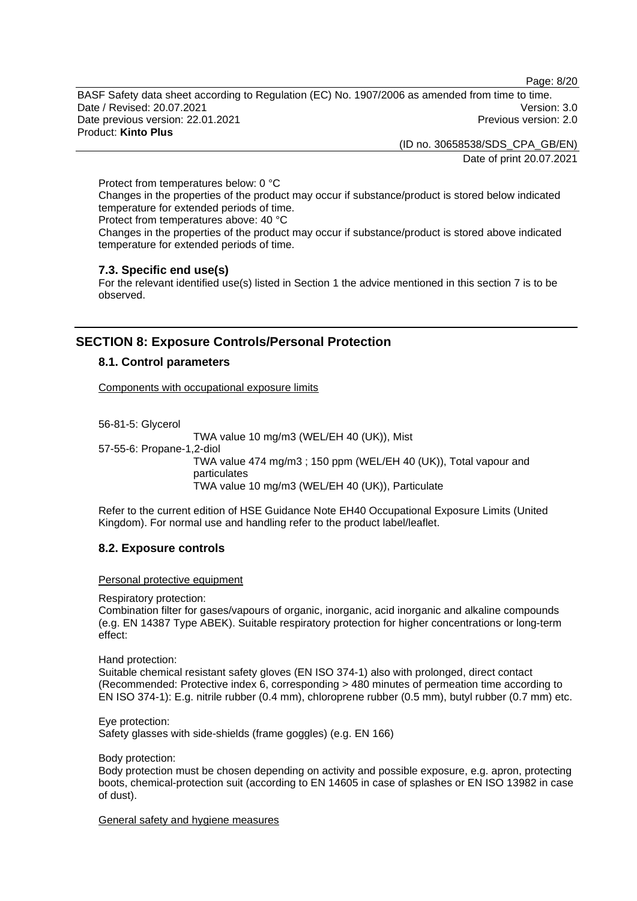Protect from temperatures below: 0 °C
Changes in the properties of the product may occur if substance/product is stored below indicated temperature for extended periods of time.
Protect from temperatures above: 40 °C
Changes in the properties of the product may occur if substance/product is stored above indicated temperature for extended periods of time.

### 7.3. Specific end use(s)

For the relevant identified use(s) listed in Section 1 the advice mentioned in this section 7 is to be observed.

## SECTION 8: Exposure Controls/Personal Protection

### 8.1. Control parameters

Components with occupational exposure limits

56-81-5: Glycerol
TWA value 10 mg/m3 (WEL/EH 40 (UK)), Mist

57-55-6: Propane-1,2-diol
TWA value 474 mg/m3 ; 150 ppm (WEL/EH 40 (UK)), Total vapour and particulates
TWA value 10 mg/m3 (WEL/EH 40 (UK)), Particulate

Refer to the current edition of HSE Guidance Note EH40 Occupational Exposure Limits (United Kingdom). For normal use and handling refer to the product label/leaflet.

### 8.2. Exposure controls

Personal protective equipment

Respiratory protection:
Combination filter for gases/vapours of organic, inorganic, acid inorganic and alkaline compounds (e.g. EN 14387 Type ABEK). Suitable respiratory protection for higher concentrations or long-term effect:

Hand protection:
Suitable chemical resistant safety gloves (EN ISO 374-1) also with prolonged, direct contact (Recommended: Protective index 6, corresponding > 480 minutes of permeation time according to EN ISO 374-1): E.g. nitrile rubber (0.4 mm), chloroprene rubber (0.5 mm), butyl rubber (0.7 mm) etc.

Eye protection:
Safety glasses with side-shields (frame goggles) (e.g. EN 166)

Body protection:
Body protection must be chosen depending on activity and possible exposure, e.g. apron, protecting boots, chemical-protection suit (according to EN 14605 in case of splashes or EN ISO 13982 in case of dust).

General safety and hygiene measures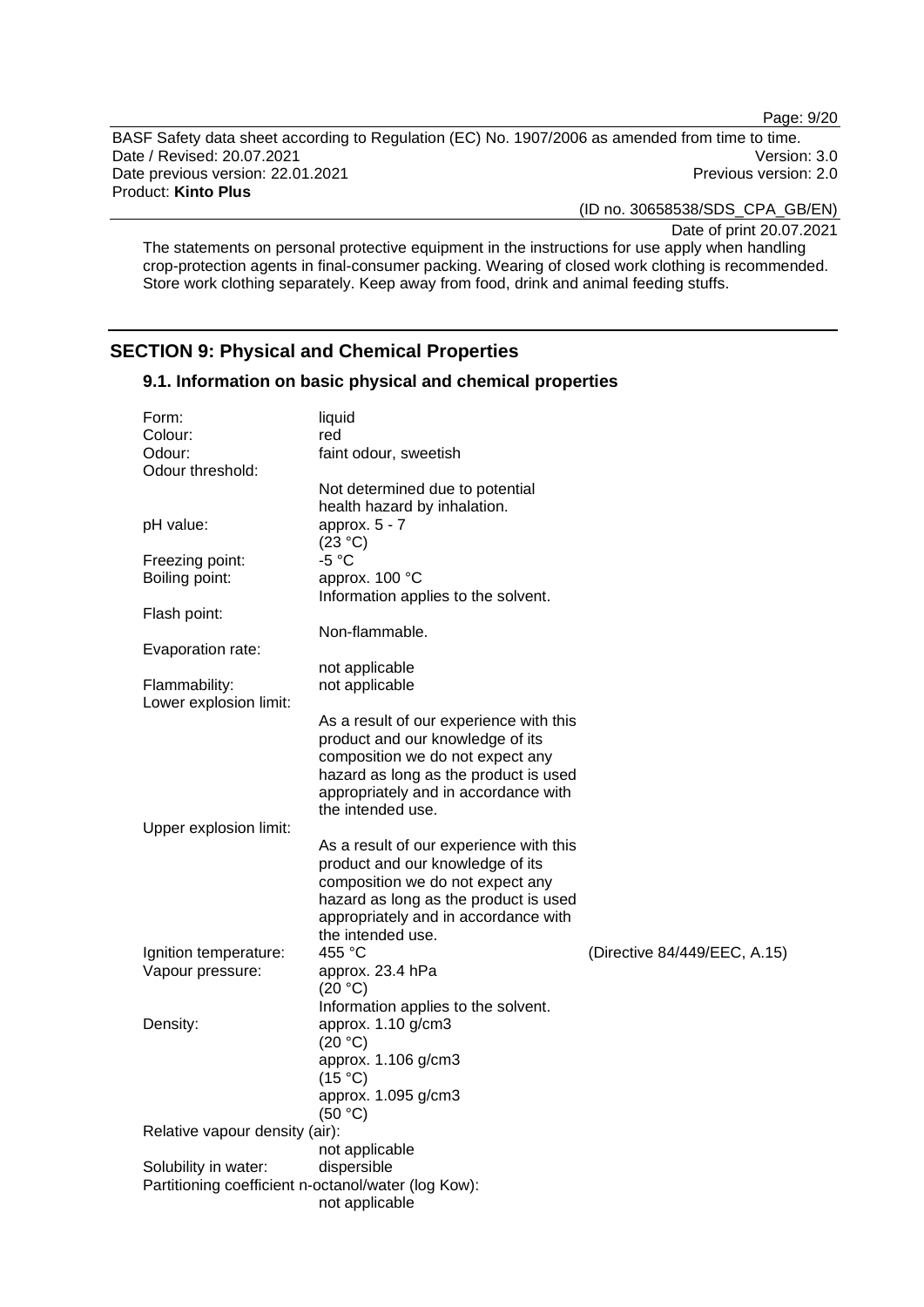The statements on personal protective equipment in the instructions for use apply when handling crop-protection agents in final-consumer packing. Wearing of closed work clothing is recommended. Store work clothing separately. Keep away from food, drink and animal feeding stuffs.

## SECTION 9: Physical and Chemical Properties

### 9.1. Information on basic physical and chemical properties

| Property | Value | |
|---|---|---|
| Form: | liquid | |
| Colour: | red | |
| Odour: | faint odour, sweetish | |
| Odour threshold: | Not determined due to potential health hazard by inhalation. | |
| pH value: | approx. 5 - 7 (23 °C) | |
| Freezing point: | -5 °C | |
| Boiling point: | approx. 100 °C<br>Information applies to the solvent. | |
| Flash point: | Non-flammable. | |
| Evaporation rate: | not applicable | |
| Flammability: | not applicable | |
| Lower explosion limit: | As a result of our experience with this product and our knowledge of its composition we do not expect any hazard as long as the product is used appropriately and in accordance with the intended use. | |
| Upper explosion limit: | As a result of our experience with this product and our knowledge of its composition we do not expect any hazard as long as the product is used appropriately and in accordance with the intended use. | |
| Ignition temperature: | 455 °C | (Directive 84/449/EEC, A.15) |
| Vapour pressure: | approx. 23.4 hPa (20 °C)<br>Information applies to the solvent. | |
| Density: | approx. 1.10 g/cm3 (20 °C)<br>approx. 1.106 g/cm3 (15 °C)<br>approx. 1.095 g/cm3 (50 °C) | |
| Relative vapour density (air): | not applicable | |
| Solubility in water: | dispersible | |
| Partitioning coefficient n-octanol/water (log Kow): | not applicable | |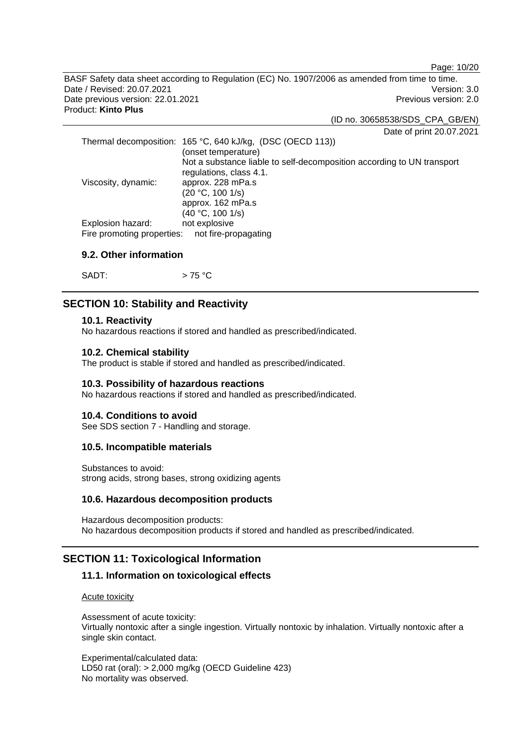Thermal decomposition: 165 °C, 640 kJ/kg, (DSC (OECD 113))
(onset temperature)
Not a substance liable to self-decomposition according to UN transport regulations, class 4.1.

Viscosity, dynamic: approx. 228 mPa.s
(20 °C, 100 1/s)
approx. 162 mPa.s
(40 °C, 100 1/s)

Explosion hazard: not explosive

Fire promoting properties: not fire-propagating

### 9.2. Other information

SADT: > 75 °C

## SECTION 10: Stability and Reactivity

### 10.1. Reactivity

No hazardous reactions if stored and handled as prescribed/indicated.

### 10.2. Chemical stability

The product is stable if stored and handled as prescribed/indicated.

### 10.3. Possibility of hazardous reactions

No hazardous reactions if stored and handled as prescribed/indicated.

### 10.4. Conditions to avoid

See SDS section 7 - Handling and storage.

### 10.5. Incompatible materials

Substances to avoid:
strong acids, strong bases, strong oxidizing agents

### 10.6. Hazardous decomposition products

Hazardous decomposition products:
No hazardous decomposition products if stored and handled as prescribed/indicated.

## SECTION 11: Toxicological Information

### 11.1. Information on toxicological effects

Acute toxicity

Assessment of acute toxicity:
Virtually nontoxic after a single ingestion. Virtually nontoxic by inhalation. Virtually nontoxic after a single skin contact.

Experimental/calculated data:
LD50 rat (oral): > 2,000 mg/kg (OECD Guideline 423)
No mortality was observed.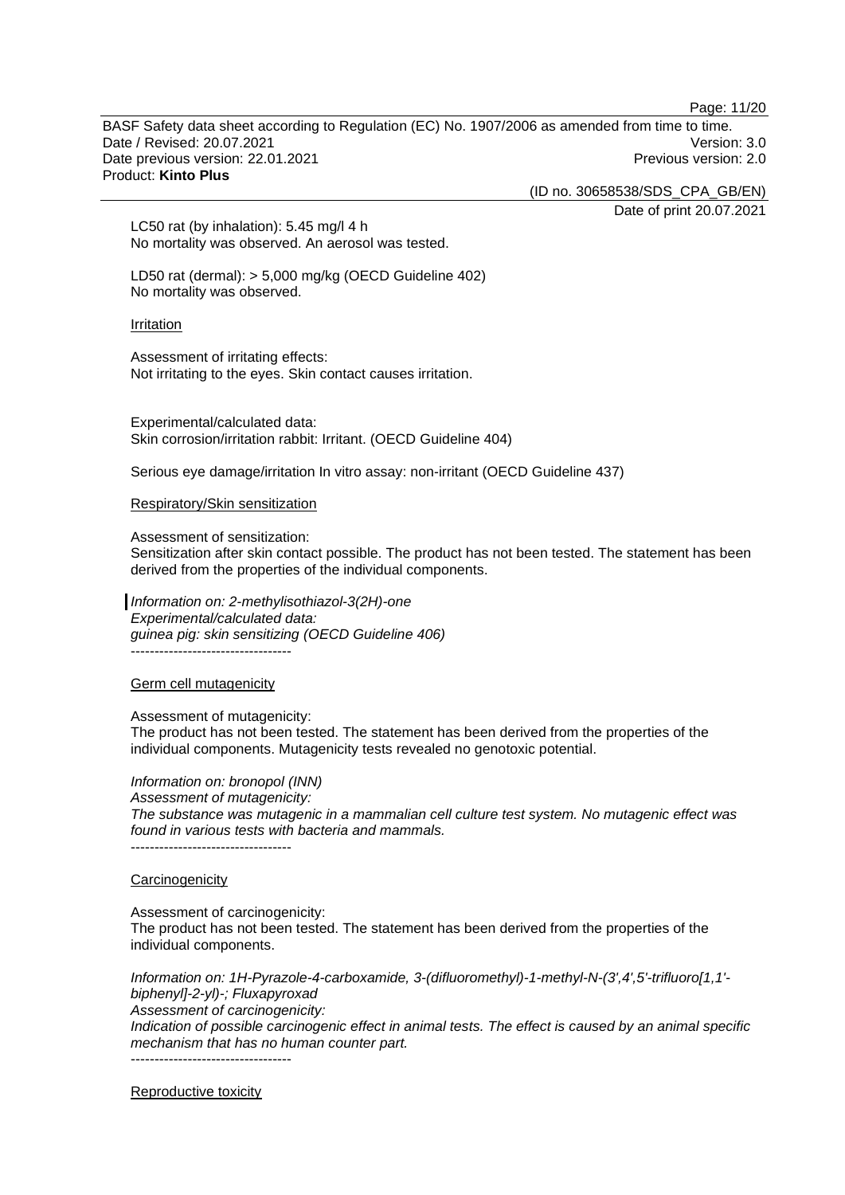LC50 rat (by inhalation): 5.45 mg/l 4 h
No mortality was observed. An aerosol was tested.

LD50 rat (dermal): > 5,000 mg/kg (OECD Guideline 402)
No mortality was observed.

Irritation

Assessment of irritating effects:
Not irritating to the eyes. Skin contact causes irritation.

Experimental/calculated data:
Skin corrosion/irritation rabbit: Irritant. (OECD Guideline 404)

Serious eye damage/irritation In vitro assay: non-irritant (OECD Guideline 437)

Respiratory/Skin sensitization

Assessment of sensitization:
Sensitization after skin contact possible. The product has not been tested. The statement has been derived from the properties of the individual components.

*Information on: 2-methylisothiazol-3(2H)-one*
*Experimental/calculated data:*
*guinea pig: skin sensitizing (OECD Guideline 406)*
----------------------------------

Germ cell mutagenicity

Assessment of mutagenicity:
The product has not been tested. The statement has been derived from the properties of the individual components. Mutagenicity tests revealed no genotoxic potential.

*Information on: bronopol (INN)*
*Assessment of mutagenicity:*
*The substance was mutagenic in a mammalian cell culture test system. No mutagenic effect was found in various tests with bacteria and mammals.*
----------------------------------

Carcinogenicity

Assessment of carcinogenicity:
The product has not been tested. The statement has been derived from the properties of the individual components.

*Information on: 1H-Pyrazole-4-carboxamide, 3-(difluoromethyl)-1-methyl-N-(3',4',5'-trifluoro[1,1'-biphenyl]-2-yl)-; Fluxapyroxad*
*Assessment of carcinogenicity:*
*Indication of possible carcinogenic effect in animal tests. The effect is caused by an animal specific mechanism that has no human counter part.*
----------------------------------

Reproductive toxicity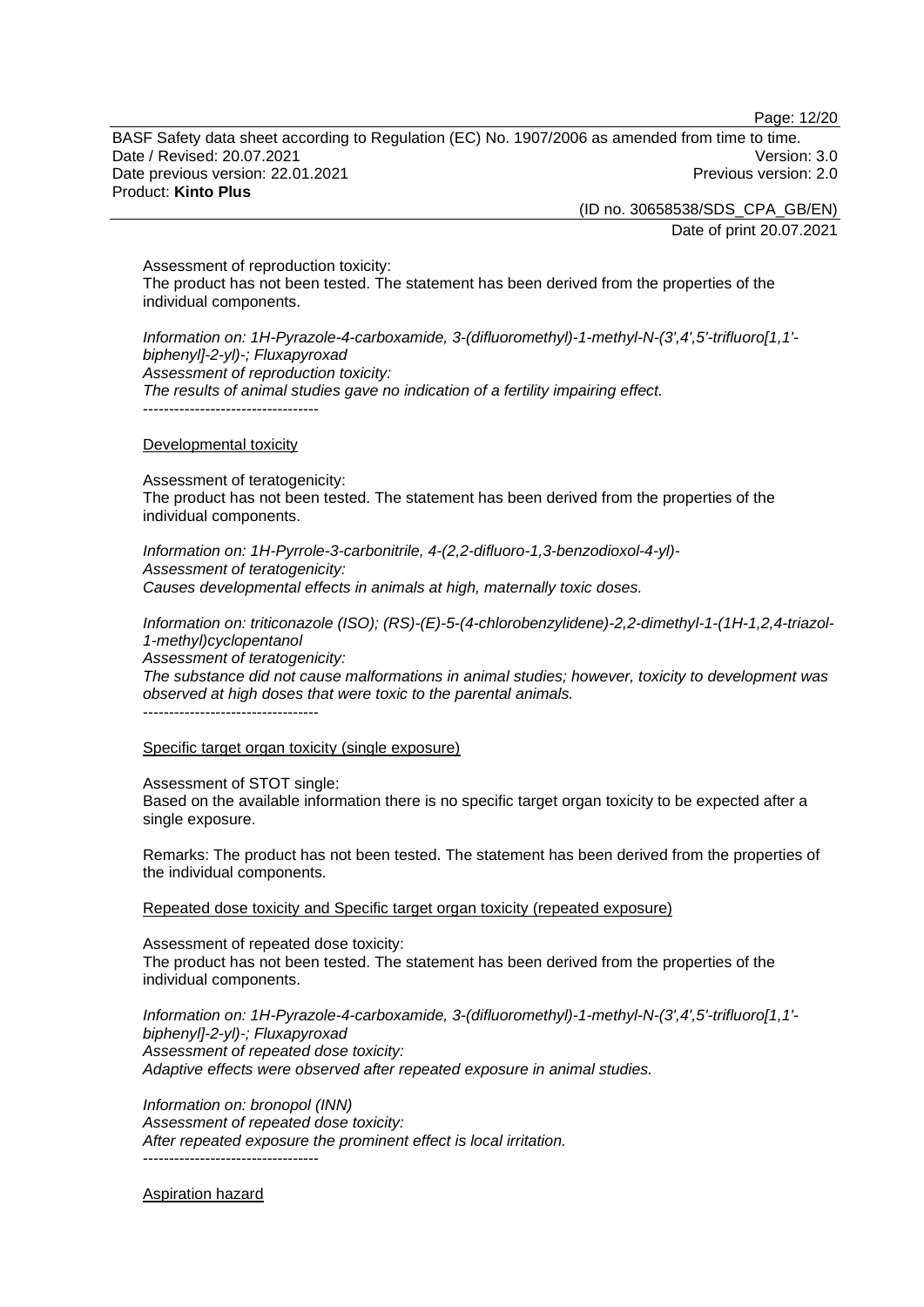Assessment of reproduction toxicity:
The product has not been tested. The statement has been derived from the properties of the individual components.

*Information on: 1H-Pyrazole-4-carboxamide, 3-(difluoromethyl)-1-methyl-N-(3',4',5'-trifluoro[1,1'-biphenyl]-2-yl)-; Fluxapyroxad*
*Assessment of reproduction toxicity:*
*The results of animal studies gave no indication of a fertility impairing effect.*
----------------------------------

## Developmental toxicity

Assessment of teratogenicity:
The product has not been tested. The statement has been derived from the properties of the individual components.

*Information on: 1H-Pyrrole-3-carbonitrile, 4-(2,2-difluoro-1,3-benzodioxol-4-yl)-*
*Assessment of teratogenicity:*
*Causes developmental effects in animals at high, maternally toxic doses.*

*Information on: triticonazole (ISO); (RS)-(E)-5-(4-chlorobenzylidene)-2,2-dimethyl-1-(1H-1,2,4-triazol-1-methyl)cyclopentanol*
*Assessment of teratogenicity:*
*The substance did not cause malformations in animal studies; however, toxicity to development was observed at high doses that were toxic to the parental animals.*
----------------------------------

## Specific target organ toxicity (single exposure)

Assessment of STOT single:
Based on the available information there is no specific target organ toxicity to be expected after a single exposure.

Remarks: The product has not been tested. The statement has been derived from the properties of the individual components.

## Repeated dose toxicity and Specific target organ toxicity (repeated exposure)

Assessment of repeated dose toxicity:
The product has not been tested. The statement has been derived from the properties of the individual components.

*Information on: 1H-Pyrazole-4-carboxamide, 3-(difluoromethyl)-1-methyl-N-(3',4',5'-trifluoro[1,1'-biphenyl]-2-yl)-; Fluxapyroxad*
*Assessment of repeated dose toxicity:*
*Adaptive effects were observed after repeated exposure in animal studies.*

*Information on: bronopol (INN)*
*Assessment of repeated dose toxicity:*
*After repeated exposure the prominent effect is local irritation.*
----------------------------------

## Aspiration hazard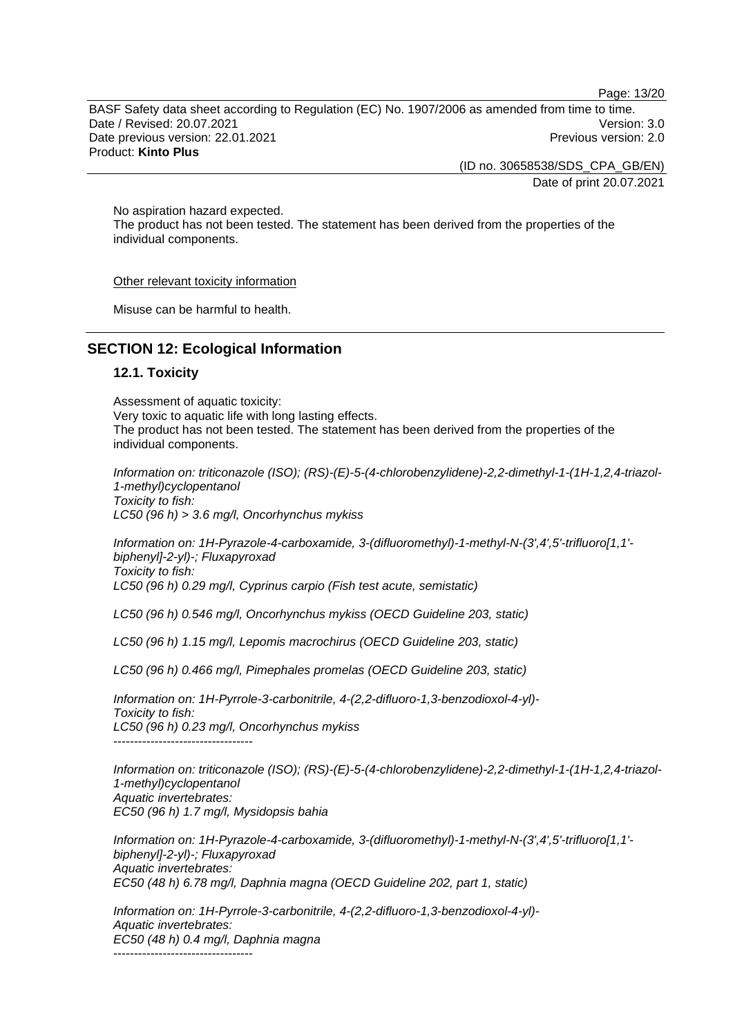No aspiration hazard expected.
The product has not been tested. The statement has been derived from the properties of the individual components.

Other relevant toxicity information

Misuse can be harmful to health.

## SECTION 12: Ecological Information

### 12.1. Toxicity

Assessment of aquatic toxicity:
Very toxic to aquatic life with long lasting effects.
The product has not been tested. The statement has been derived from the properties of the individual components.

*Information on: triticonazole (ISO); (RS)-(E)-5-(4-chlorobenzylidene)-2,2-dimethyl-1-(1H-1,2,4-triazol-1-methyl)cyclopentanol*
*Toxicity to fish:*
*LC50 (96 h) > 3.6 mg/l, Oncorhynchus mykiss*

*Information on: 1H-Pyrazole-4-carboxamide, 3-(difluoromethyl)-1-methyl-N-(3',4',5'-trifluoro[1,1'-biphenyl]-2-yl)-; Fluxapyroxad*
*Toxicity to fish:*
*LC50 (96 h) 0.29 mg/l, Cyprinus carpio (Fish test acute, semistatic)*

*LC50 (96 h) 0.546 mg/l, Oncorhynchus mykiss (OECD Guideline 203, static)*

*LC50 (96 h) 1.15 mg/l, Lepomis macrochirus (OECD Guideline 203, static)*

*LC50 (96 h) 0.466 mg/l, Pimephales promelas (OECD Guideline 203, static)*

*Information on: 1H-Pyrrole-3-carbonitrile, 4-(2,2-difluoro-1,3-benzodioxol-4-yl)-*
*Toxicity to fish:*
*LC50 (96 h) 0.23 mg/l, Oncorhynchus mykiss*
----------------------------------

*Information on: triticonazole (ISO); (RS)-(E)-5-(4-chlorobenzylidene)-2,2-dimethyl-1-(1H-1,2,4-triazol-1-methyl)cyclopentanol*
*Aquatic invertebrates:*
*EC50 (96 h) 1.7 mg/l, Mysidopsis bahia*

*Information on: 1H-Pyrazole-4-carboxamide, 3-(difluoromethyl)-1-methyl-N-(3',4',5'-trifluoro[1,1'-biphenyl]-2-yl)-; Fluxapyroxad*
*Aquatic invertebrates:*
*EC50 (48 h) 6.78 mg/l, Daphnia magna (OECD Guideline 202, part 1, static)*

*Information on: 1H-Pyrrole-3-carbonitrile, 4-(2,2-difluoro-1,3-benzodioxol-4-yl)-*
*Aquatic invertebrates:*
*EC50 (48 h) 0.4 mg/l, Daphnia magna*
----------------------------------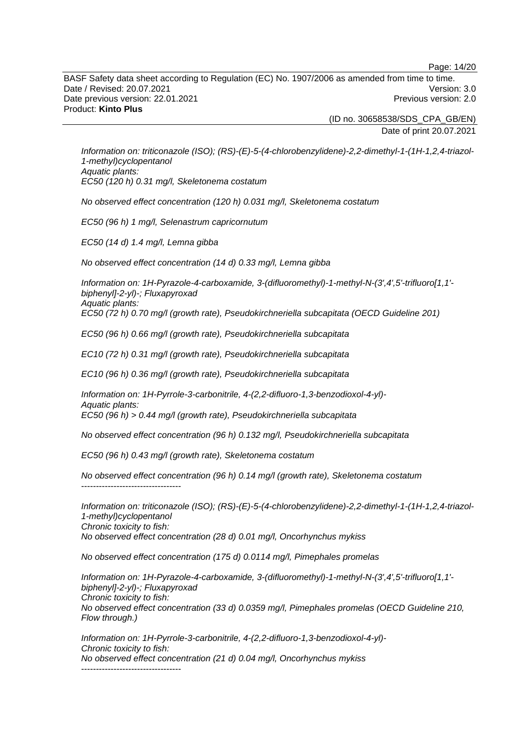*Information on: triticonazole (ISO); (RS)-(E)-5-(4-chlorobenzylidene)-2,2-dimethyl-1-(1H-1,2,4-triazol-1-methyl)cyclopentanol*
*Aquatic plants:*
*EC50 (120 h) 0.31 mg/l, Skeletonema costatum*

*No observed effect concentration (120 h) 0.031 mg/l, Skeletonema costatum*

*EC50 (96 h) 1 mg/l, Selenastrum capricornutum*

*EC50 (14 d) 1.4 mg/l, Lemna gibba*

*No observed effect concentration (14 d) 0.33 mg/l, Lemna gibba*

*Information on: 1H-Pyrazole-4-carboxamide, 3-(difluoromethyl)-1-methyl-N-(3',4',5'-trifluoro[1,1'-biphenyl]-2-yl)-; Fluxapyroxad*
*Aquatic plants:*
*EC50 (72 h) 0.70 mg/l (growth rate), Pseudokirchneriella subcapitata (OECD Guideline 201)*

*EC50 (96 h) 0.66 mg/l (growth rate), Pseudokirchneriella subcapitata*

*EC10 (72 h) 0.31 mg/l (growth rate), Pseudokirchneriella subcapitata*

*EC10 (96 h) 0.36 mg/l (growth rate), Pseudokirchneriella subcapitata*

*Information on: 1H-Pyrrole-3-carbonitrile, 4-(2,2-difluoro-1,3-benzodioxol-4-yl)-*
*Aquatic plants:*
*EC50 (96 h) > 0.44 mg/l (growth rate), Pseudokirchneriella subcapitata*

*No observed effect concentration (96 h) 0.132 mg/l, Pseudokirchneriella subcapitata*

*EC50 (96 h) 0.43 mg/l (growth rate), Skeletonema costatum*

*No observed effect concentration (96 h) 0.14 mg/l (growth rate), Skeletonema costatum*
*----------------------------------*

*Information on: triticonazole (ISO); (RS)-(E)-5-(4-chlorobenzylidene)-2,2-dimethyl-1-(1H-1,2,4-triazol-1-methyl)cyclopentanol*
*Chronic toxicity to fish:*
*No observed effect concentration (28 d) 0.01 mg/l, Oncorhynchus mykiss*

*No observed effect concentration (175 d) 0.0114 mg/l, Pimephales promelas*

*Information on: 1H-Pyrazole-4-carboxamide, 3-(difluoromethyl)-1-methyl-N-(3',4',5'-trifluoro[1,1'-biphenyl]-2-yl)-; Fluxapyroxad*
*Chronic toxicity to fish:*
*No observed effect concentration (33 d) 0.0359 mg/l, Pimephales promelas (OECD Guideline 210, Flow through.)*

*Information on: 1H-Pyrrole-3-carbonitrile, 4-(2,2-difluoro-1,3-benzodioxol-4-yl)-*
*Chronic toxicity to fish:*
*No observed effect concentration (21 d) 0.04 mg/l, Oncorhynchus mykiss*
*----------------------------------*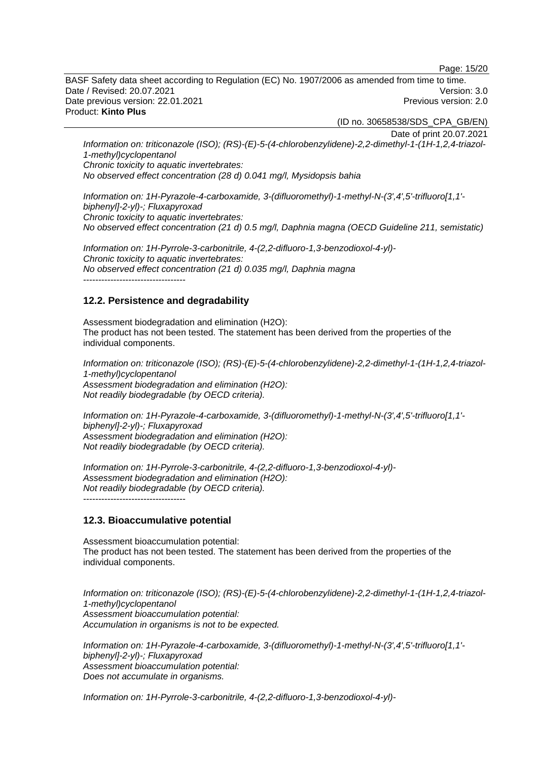*Information on: triticonazole (ISO); (RS)-(E)-5-(4-chlorobenzylidene)-2,2-dimethyl-1-(1H-1,2,4-triazol-1-methyl)cyclopentanol*
*Chronic toxicity to aquatic invertebrates:*
*No observed effect concentration (28 d) 0.041 mg/l, Mysidopsis bahia*

*Information on: 1H-Pyrazole-4-carboxamide, 3-(difluoromethyl)-1-methyl-N-(3',4',5'-trifluoro[1,1'-biphenyl]-2-yl)-; Fluxapyroxad*
*Chronic toxicity to aquatic invertebrates:*
*No observed effect concentration (21 d) 0.5 mg/l, Daphnia magna (OECD Guideline 211, semistatic)*

*Information on: 1H-Pyrrole-3-carbonitrile, 4-(2,2-difluoro-1,3-benzodioxol-4-yl)-*
*Chronic toxicity to aquatic invertebrates:*
*No observed effect concentration (21 d) 0.035 mg/l, Daphnia magna*
----------------------------------

## 12.2. Persistence and degradability

Assessment biodegradation and elimination (H2O):
The product has not been tested. The statement has been derived from the properties of the individual components.

*Information on: triticonazole (ISO); (RS)-(E)-5-(4-chlorobenzylidene)-2,2-dimethyl-1-(1H-1,2,4-triazol-1-methyl)cyclopentanol*
*Assessment biodegradation and elimination (H2O):*
*Not readily biodegradable (by OECD criteria).*

*Information on: 1H-Pyrazole-4-carboxamide, 3-(difluoromethyl)-1-methyl-N-(3',4',5'-trifluoro[1,1'-biphenyl]-2-yl)-; Fluxapyroxad*
*Assessment biodegradation and elimination (H2O):*
*Not readily biodegradable (by OECD criteria).*

*Information on: 1H-Pyrrole-3-carbonitrile, 4-(2,2-difluoro-1,3-benzodioxol-4-yl)-*
*Assessment biodegradation and elimination (H2O):*
*Not readily biodegradable (by OECD criteria).*
----------------------------------

## 12.3. Bioaccumulative potential

Assessment bioaccumulation potential:
The product has not been tested. The statement has been derived from the properties of the individual components.

*Information on: triticonazole (ISO); (RS)-(E)-5-(4-chlorobenzylidene)-2,2-dimethyl-1-(1H-1,2,4-triazol-1-methyl)cyclopentanol*
*Assessment bioaccumulation potential:*
*Accumulation in organisms is not to be expected.*

*Information on: 1H-Pyrazole-4-carboxamide, 3-(difluoromethyl)-1-methyl-N-(3',4',5'-trifluoro[1,1'-biphenyl]-2-yl)-; Fluxapyroxad*
*Assessment bioaccumulation potential:*
*Does not accumulate in organisms.*

*Information on: 1H-Pyrrole-3-carbonitrile, 4-(2,2-difluoro-1,3-benzodioxol-4-yl)-*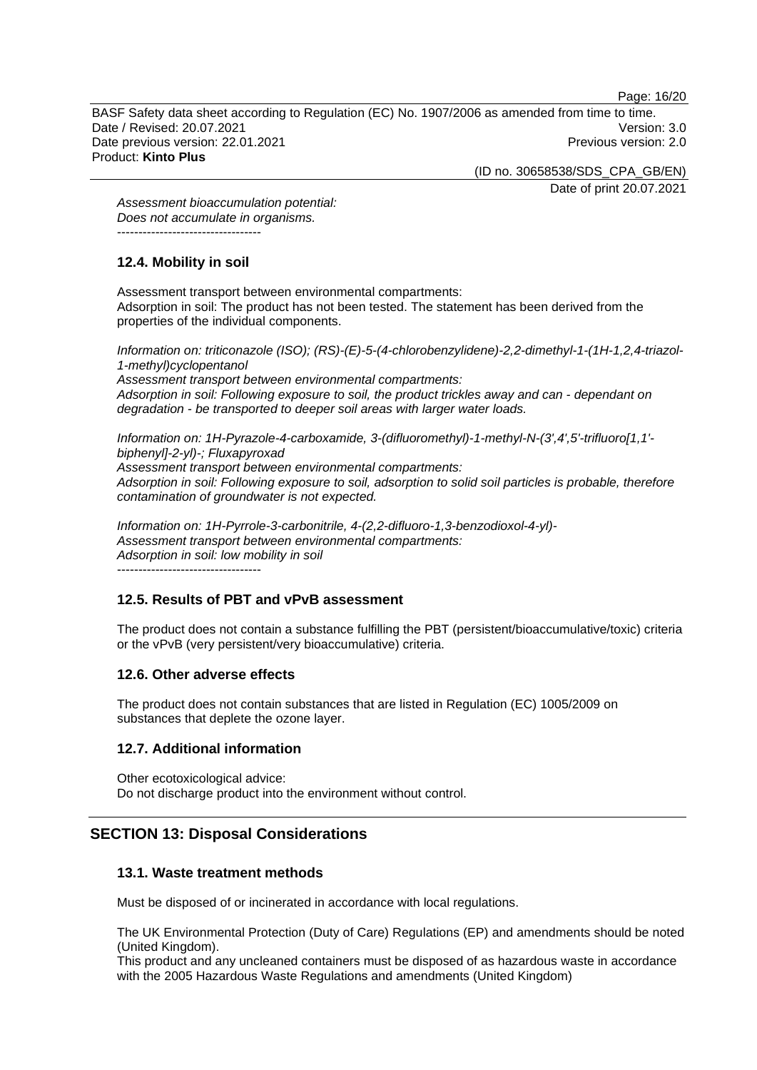*Assessment bioaccumulation potential:*
*Does not accumulate in organisms.*
----------------------------------

### 12.4. Mobility in soil

Assessment transport between environmental compartments:
Adsorption in soil: The product has not been tested. The statement has been derived from the properties of the individual components.

*Information on: triticonazole (ISO); (RS)-(E)-5-(4-chlorobenzylidene)-2,2-dimethyl-1-(1H-1,2,4-triazol-1-methyl)cyclopentanol*
*Assessment transport between environmental compartments:*
*Adsorption in soil: Following exposure to soil, the product trickles away and can - dependant on degradation - be transported to deeper soil areas with larger water loads.*

*Information on: 1H-Pyrazole-4-carboxamide, 3-(difluoromethyl)-1-methyl-N-(3',4',5'-trifluoro[1,1'-biphenyl]-2-yl)-; Fluxapyroxad*
*Assessment transport between environmental compartments:*
*Adsorption in soil: Following exposure to soil, adsorption to solid soil particles is probable, therefore contamination of groundwater is not expected.*

*Information on: 1H-Pyrrole-3-carbonitrile, 4-(2,2-difluoro-1,3-benzodioxol-4-yl)-*
*Assessment transport between environmental compartments:*
*Adsorption in soil: low mobility in soil*
----------------------------------

### 12.5. Results of PBT and vPvB assessment

The product does not contain a substance fulfilling the PBT (persistent/bioaccumulative/toxic) criteria or the vPvB (very persistent/very bioaccumulative) criteria.

### 12.6. Other adverse effects

The product does not contain substances that are listed in Regulation (EC) 1005/2009 on substances that deplete the ozone layer.

### 12.7. Additional information

Other ecotoxicological advice:
Do not discharge product into the environment without control.

## SECTION 13: Disposal Considerations

### 13.1. Waste treatment methods

Must be disposed of or incinerated in accordance with local regulations.

The UK Environmental Protection (Duty of Care) Regulations (EP) and amendments should be noted (United Kingdom).
This product and any uncleaned containers must be disposed of as hazardous waste in accordance with the 2005 Hazardous Waste Regulations and amendments (United Kingdom)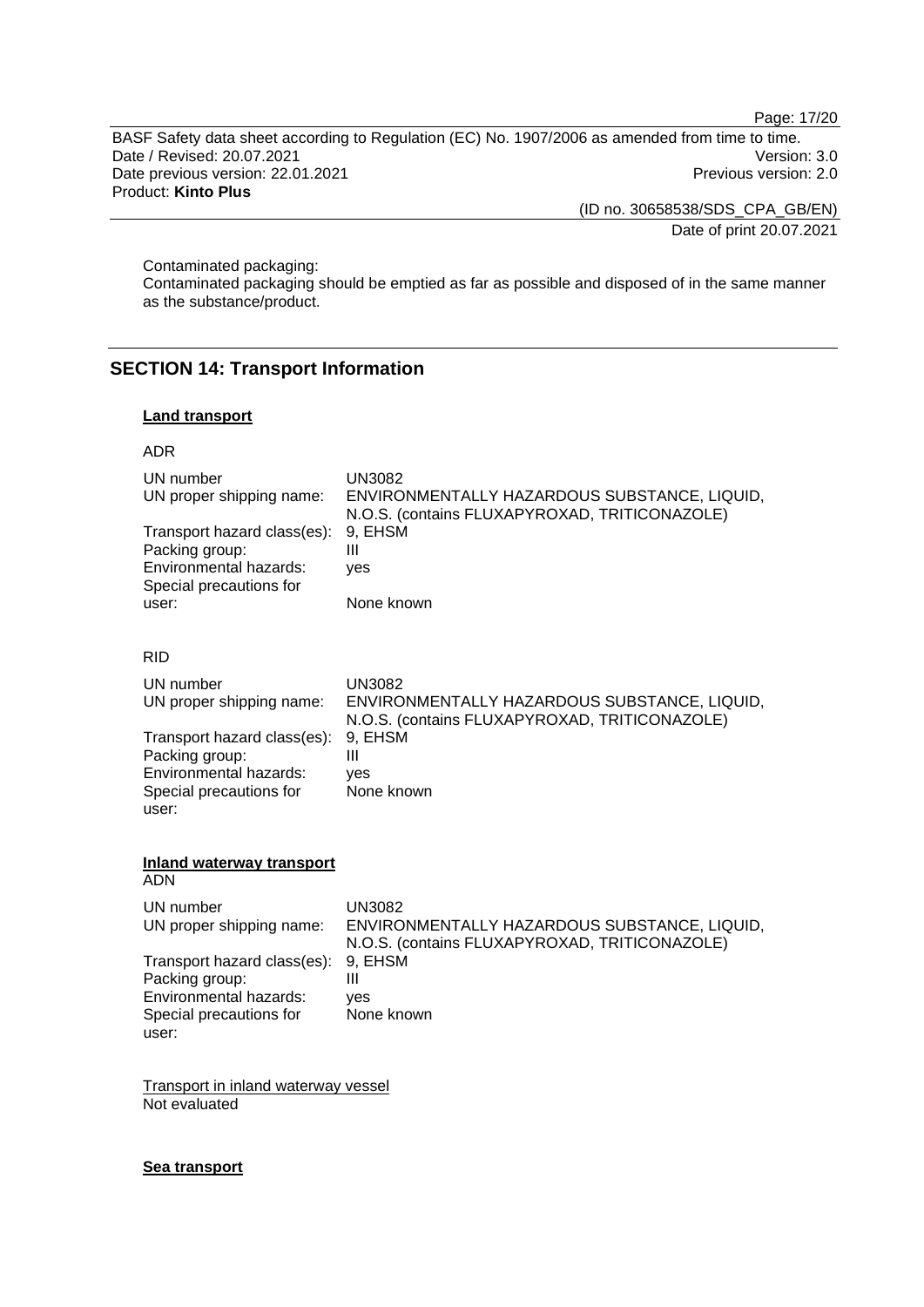Contaminated packaging:
Contaminated packaging should be emptied as far as possible and disposed of in the same manner as the substance/product.

## SECTION 14: Transport Information

### Land transport

ADR

| | |
|---|---|
| UN number | UN3082 |
| UN proper shipping name: | ENVIRONMENTALLY HAZARDOUS SUBSTANCE, LIQUID, N.O.S. (contains FLUXAPYROXAD, TRITICONAZOLE) |
| Transport hazard class(es): | 9, EHSM |
| Packing group: | III |
| Environmental hazards: | yes |
| Special precautions for user: | None known |

RID

| | |
|---|---|
| UN number | UN3082 |
| UN proper shipping name: | ENVIRONMENTALLY HAZARDOUS SUBSTANCE, LIQUID, N.O.S. (contains FLUXAPYROXAD, TRITICONAZOLE) |
| Transport hazard class(es): | 9, EHSM |
| Packing group: | III |
| Environmental hazards: | yes |
| Special precautions for user: | None known |

### Inland waterway transport

ADN

| | |
|---|---|
| UN number | UN3082 |
| UN proper shipping name: | ENVIRONMENTALLY HAZARDOUS SUBSTANCE, LIQUID, N.O.S. (contains FLUXAPYROXAD, TRITICONAZOLE) |
| Transport hazard class(es): | 9, EHSM |
| Packing group: | III |
| Environmental hazards: | yes |
| Special precautions for user: | None known |

Transport in inland waterway vessel
Not evaluated

### Sea transport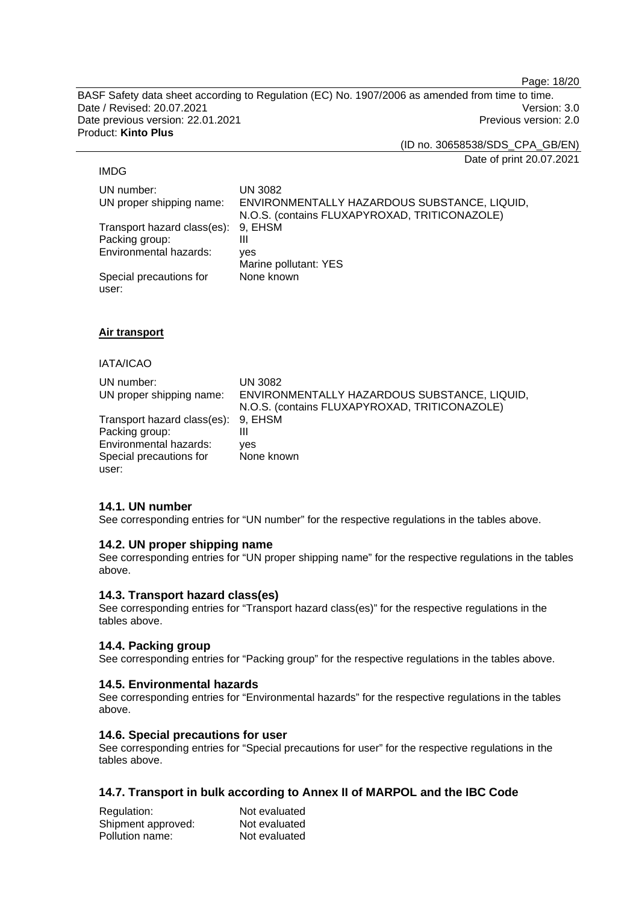IMDG

| | |
|---|---|
| UN number: | UN 3082 |
| UN proper shipping name: | ENVIRONMENTALLY HAZARDOUS SUBSTANCE, LIQUID, N.O.S. (contains FLUXAPYROXAD, TRITICONAZOLE) |
| Transport hazard class(es): | 9, EHSM |
| Packing group: | III |
| Environmental hazards: | yes<br>Marine pollutant: YES |
| Special precautions for user: | None known |

**Air transport**

IATA/ICAO

| | |
|---|---|
| UN number: | UN 3082 |
| UN proper shipping name: | ENVIRONMENTALLY HAZARDOUS SUBSTANCE, LIQUID, N.O.S. (contains FLUXAPYROXAD, TRITICONAZOLE) |
| Transport hazard class(es): | 9, EHSM |
| Packing group: | III |
| Environmental hazards: | yes |
| Special precautions for user: | None known |

### 14.1. UN number

See corresponding entries for “UN number” for the respective regulations in the tables above.

### 14.2. UN proper shipping name

See corresponding entries for “UN proper shipping name” for the respective regulations in the tables above.

### 14.3. Transport hazard class(es)

See corresponding entries for “Transport hazard class(es)” for the respective regulations in the tables above.

### 14.4. Packing group

See corresponding entries for “Packing group” for the respective regulations in the tables above.

### 14.5. Environmental hazards

See corresponding entries for “Environmental hazards” for the respective regulations in the tables above.

### 14.6. Special precautions for user

See corresponding entries for “Special precautions for user” for the respective regulations in the tables above.

### 14.7. Transport in bulk according to Annex II of MARPOL and the IBC Code

| | |
|---|---|
| Regulation: | Not evaluated |
| Shipment approved: | Not evaluated |
| Pollution name: | Not evaluated |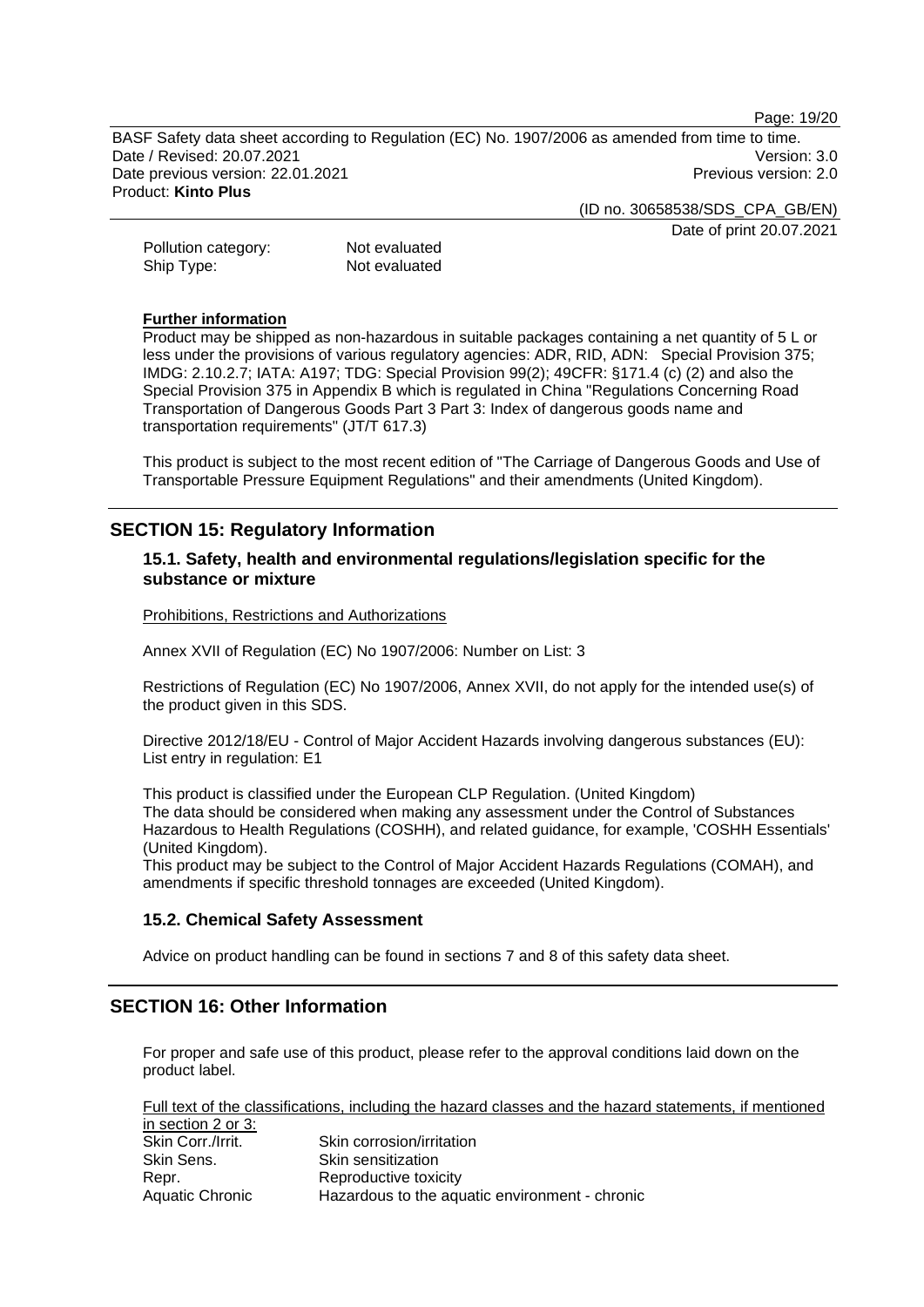| | |
|---|---|
| Pollution category: | Not evaluated |
| Ship Type: | Not evaluated |

**Further information**

Product may be shipped as non-hazardous in suitable packages containing a net quantity of 5 L or less under the provisions of various regulatory agencies: ADR, RID, ADN: Special Provision 375; IMDG: 2.10.2.7; IATA: A197; TDG: Special Provision 99(2); 49CFR: §171.4 (c) (2) and also the Special Provision 375 in Appendix B which is regulated in China "Regulations Concerning Road Transportation of Dangerous Goods Part 3 Part 3: Index of dangerous goods name and transportation requirements" (JT/T 617.3)

This product is subject to the most recent edition of "The Carriage of Dangerous Goods and Use of Transportable Pressure Equipment Regulations" and their amendments (United Kingdom).

## SECTION 15: Regulatory Information

### 15.1. Safety, health and environmental regulations/legislation specific for the substance or mixture

Prohibitions, Restrictions and Authorizations

Annex XVII of Regulation (EC) No 1907/2006: Number on List: 3

Restrictions of Regulation (EC) No 1907/2006, Annex XVII, do not apply for the intended use(s) of the product given in this SDS.

Directive 2012/18/EU - Control of Major Accident Hazards involving dangerous substances (EU): List entry in regulation: E1

This product is classified under the European CLP Regulation. (United Kingdom)
The data should be considered when making any assessment under the Control of Substances Hazardous to Health Regulations (COSHH), and related guidance, for example, 'COSHH Essentials' (United Kingdom).
This product may be subject to the Control of Major Accident Hazards Regulations (COMAH), and amendments if specific threshold tonnages are exceeded (United Kingdom).

### 15.2. Chemical Safety Assessment

Advice on product handling can be found in sections 7 and 8 of this safety data sheet.

## SECTION 16: Other Information

For proper and safe use of this product, please refer to the approval conditions laid down on the product label.

Full text of the classifications, including the hazard classes and the hazard statements, if mentioned in section 2 or 3:

| | |
|---|---|
| Skin Corr./Irrit. | Skin corrosion/irritation |
| Skin Sens. | Skin sensitization |
| Repr. | Reproductive toxicity |
| Aquatic Chronic | Hazardous to the aquatic environment - chronic |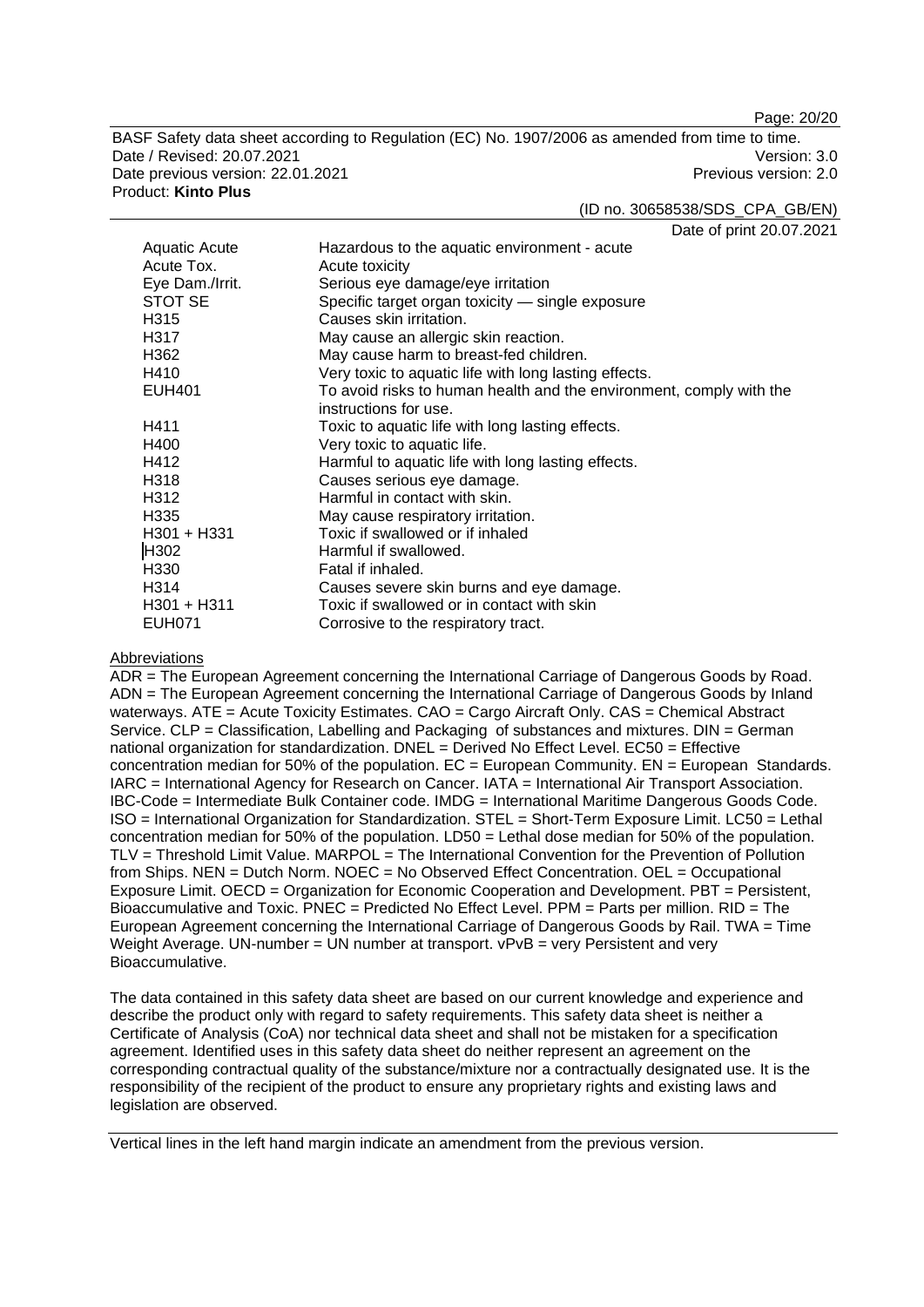(ID no. 30658538/SDS_CPA_GB/EN)

Date of print 20.07.2021

| | |
|---|---|
| Aquatic Acute | Hazardous to the aquatic environment - acute |
| Acute Tox. | Acute toxicity |
| Eye Dam./Irrit. | Serious eye damage/eye irritation |
| STOT SE | Specific target organ toxicity — single exposure |
| H315 | Causes skin irritation. |
| H317 | May cause an allergic skin reaction. |
| H362 | May cause harm to breast-fed children. |
| H410 | Very toxic to aquatic life with long lasting effects. |
| EUH401 | To avoid risks to human health and the environment, comply with the instructions for use. |
| H411 | Toxic to aquatic life with long lasting effects. |
| H400 | Very toxic to aquatic life. |
| H412 | Harmful to aquatic life with long lasting effects. |
| H318 | Causes serious eye damage. |
| H312 | Harmful in contact with skin. |
| H335 | May cause respiratory irritation. |
| H301 + H331 | Toxic if swallowed or if inhaled |
| H302 | Harmful if swallowed. |
| H330 | Fatal if inhaled. |
| H314 | Causes severe skin burns and eye damage. |
| H301 + H311 | Toxic if swallowed or in contact with skin |
| EUH071 | Corrosive to the respiratory tract. |

Abbreviations

ADR = The European Agreement concerning the International Carriage of Dangerous Goods by Road. ADN = The European Agreement concerning the International Carriage of Dangerous Goods by Inland waterways. ATE = Acute Toxicity Estimates. CAO = Cargo Aircraft Only. CAS = Chemical Abstract Service. CLP = Classification, Labelling and Packaging of substances and mixtures. DIN = German national organization for standardization. DNEL = Derived No Effect Level. EC50 = Effective concentration median for 50% of the population. EC = European Community. EN = European Standards. IARC = International Agency for Research on Cancer. IATA = International Air Transport Association. IBC-Code = Intermediate Bulk Container code. IMDG = International Maritime Dangerous Goods Code. ISO = International Organization for Standardization. STEL = Short-Term Exposure Limit. LC50 = Lethal concentration median for 50% of the population. LD50 = Lethal dose median for 50% of the population. TLV = Threshold Limit Value. MARPOL = The International Convention for the Prevention of Pollution from Ships. NEN = Dutch Norm. NOEC = No Observed Effect Concentration. OEL = Occupational Exposure Limit. OECD = Organization for Economic Cooperation and Development. PBT = Persistent, Bioaccumulative and Toxic. PNEC = Predicted No Effect Level. PPM = Parts per million. RID = The European Agreement concerning the International Carriage of Dangerous Goods by Rail. TWA = Time Weight Average. UN-number = UN number at transport. vPvB = very Persistent and very Bioaccumulative.

The data contained in this safety data sheet are based on our current knowledge and experience and describe the product only with regard to safety requirements. This safety data sheet is neither a Certificate of Analysis (CoA) nor technical data sheet and shall not be mistaken for a specification agreement. Identified uses in this safety data sheet do neither represent an agreement on the corresponding contractual quality of the substance/mixture nor a contractually designated use. It is the responsibility of the recipient of the product to ensure any proprietary rights and existing laws and legislation are observed.

Vertical lines in the left hand margin indicate an amendment from the previous version.